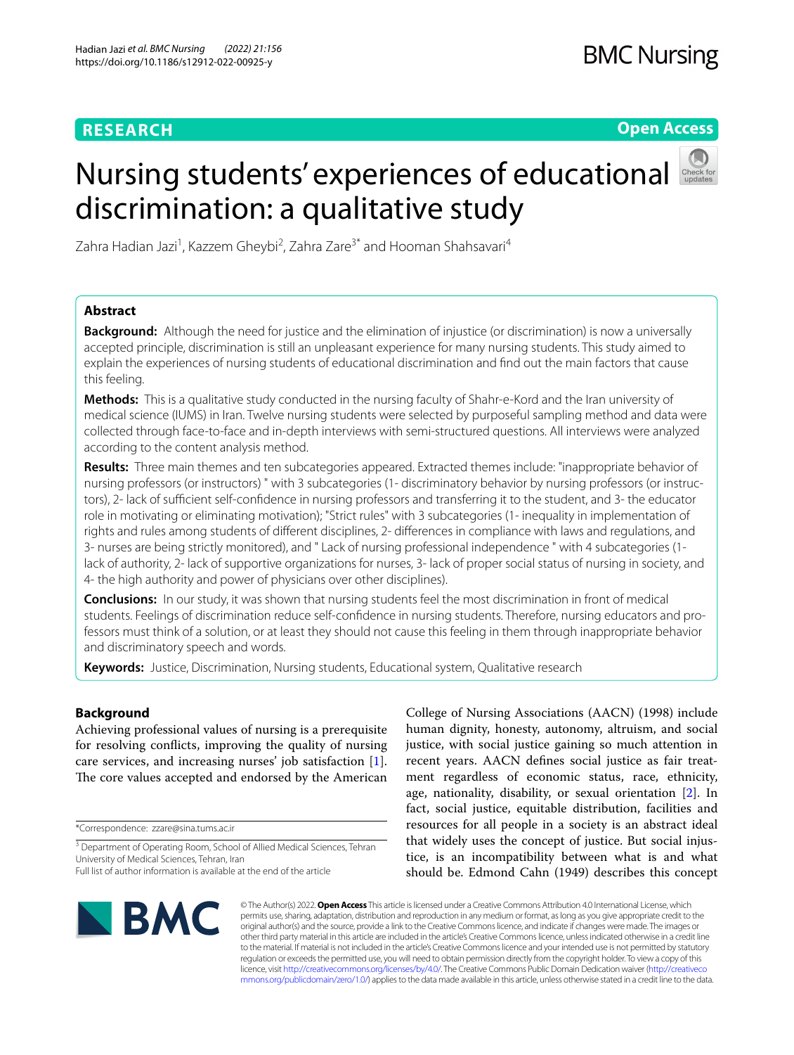RESEARCH

Open Access

# Nursing students' experiences of educational discrimination: a qualitative study

Zahra Hadian Jazi[1], Kazzem Gheybi[2], Zahra Zare[3*] and Hooman Shahsavari[4]

## Abstract

**Background:** Although the need for justice and the elimination of injustice (or discrimination) is now a universally accepted principle, discrimination is still an unpleasant experience for many nursing students. This study aimed to explain the experiences of nursing students of educational discrimination and find out the main factors that cause this feeling.

**Methods:** This is a qualitative study conducted in the nursing faculty of Shahr-e-Kord and the Iran university of medical science (IUMS) in Iran. Twelve nursing students were selected by purposeful sampling method and data were collected through face-to-face and in-depth interviews with semi-structured questions. All interviews were analyzed according to the content analysis method.

**Results:** Three main themes and ten subcategories appeared. Extracted themes include: "inappropriate behavior of nursing professors (or instructors) " with 3 subcategories (1- discriminatory behavior by nursing professors (or instructors), 2- lack of sufficient self-confidence in nursing professors and transferring it to the student, and 3- the educator role in motivating or eliminating motivation); "Strict rules" with 3 subcategories (1- inequality in implementation of rights and rules among students of different disciplines, 2- differences in compliance with laws and regulations, and 3- nurses are being strictly monitored), and " Lack of nursing professional independence " with 4 subcategories (1- lack of authority, 2- lack of supportive organizations for nurses, 3- lack of proper social status of nursing in society, and 4- the high authority and power of physicians over other disciplines).

**Conclusions:** In our study, it was shown that nursing students feel the most discrimination in front of medical students. Feelings of discrimination reduce self-confidence in nursing students. Therefore, nursing educators and professors must think of a solution, or at least they should not cause this feeling in them through inappropriate behavior and discriminatory speech and words.

**Keywords:** Justice, Discrimination, Nursing students, Educational system, Qualitative research

## Background

Achieving professional values of nursing is a prerequisite for resolving conflicts, improving the quality of nursing care services, and increasing nurses' job satisfaction [1]. The core values accepted and endorsed by the American College of Nursing Associations (AACN) (1998) include human dignity, honesty, autonomy, altruism, and social justice, with social justice gaining so much attention in recent years. AACN defines social justice as fair treatment regardless of economic status, race, ethnicity, age, nationality, disability, or sexual orientation [2]. In fact, social justice, equitable distribution, facilities and resources for all people in a society is an abstract ideal that widely uses the concept of justice. But social injustice, is an incompatibility between what is and what should be. Edmond Cahn (1949) describes this concept

*Correspondence: zzare@sina.tums.ac.ir

[3] Department of Operating Room, School of Allied Medical Sciences, Tehran University of Medical Sciences, Tehran, Iran

Full list of author information is available at the end of the article

© The Author(s) 2022. **Open Access** This article is licensed under a Creative Commons Attribution 4.0 International License, which permits use, sharing, adaptation, distribution and reproduction in any medium or format, as long as you give appropriate credit to the original author(s) and the source, provide a link to the Creative Commons licence, and indicate if changes were made. The images or other third party material in this article are included in the article's Creative Commons licence, unless indicated otherwise in a credit line to the material. If material is not included in the article's Creative Commons licence and your intended use is not permitted by statutory regulation or exceeds the permitted use, you will need to obtain permission directly from the copyright holder. To view a copy of this licence, visit http://creativecommons.org/licenses/by/4.0/. The Creative Commons Public Domain Dedication waiver (http://creativecommons.org/publicdomain/zero/1.0/) applies to the data made available in this article, unless otherwise stated in a credit line to the data.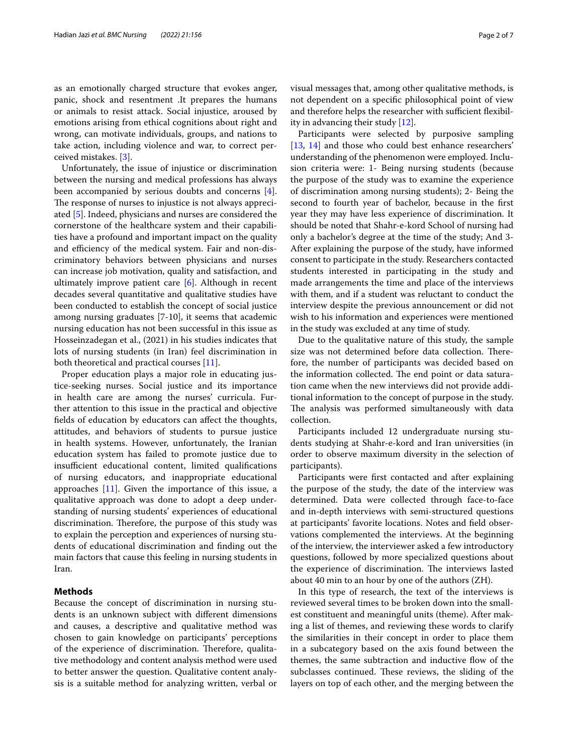as an emotionally charged structure that evokes anger, panic, shock and resentment .It prepares the humans or animals to resist attack. Social injustice, aroused by emotions arising from ethical cognitions about right and wrong, can motivate individuals, groups, and nations to take action, including violence and war, to correct perceived mistakes. [3].

Unfortunately, the issue of injustice or discrimination between the nursing and medical professions has always been accompanied by serious doubts and concerns [4]. The response of nurses to injustice is not always appreciated [5]. Indeed, physicians and nurses are considered the cornerstone of the healthcare system and their capabilities have a profound and important impact on the quality and efficiency of the medical system. Fair and non-discriminatory behaviors between physicians and nurses can increase job motivation, quality and satisfaction, and ultimately improve patient care [6]. Although in recent decades several quantitative and qualitative studies have been conducted to establish the concept of social justice among nursing graduates [7-10], it seems that academic nursing education has not been successful in this issue as Hosseinzadegan et al., (2021) in his studies indicates that lots of nursing students (in Iran) feel discrimination in both theoretical and practical courses [11].

Proper education plays a major role in educating justice-seeking nurses. Social justice and its importance in health care are among the nurses' curricula. Further attention to this issue in the practical and objective fields of education by educators can affect the thoughts, attitudes, and behaviors of students to pursue justice in health systems. However, unfortunately, the Iranian education system has failed to promote justice due to insufficient educational content, limited qualifications of nursing educators, and inappropriate educational approaches [11]. Given the importance of this issue, a qualitative approach was done to adopt a deep understanding of nursing students' experiences of educational discrimination. Therefore, the purpose of this study was to explain the perception and experiences of nursing students of educational discrimination and finding out the main factors that cause this feeling in nursing students in Iran.

## Methods

Because the concept of discrimination in nursing students is an unknown subject with different dimensions and causes, a descriptive and qualitative method was chosen to gain knowledge on participants' perceptions of the experience of discrimination. Therefore, qualitative methodology and content analysis method were used to better answer the question. Qualitative content analysis is a suitable method for analyzing written, verbal or visual messages that, among other qualitative methods, is not dependent on a specific philosophical point of view and therefore helps the researcher with sufficient flexibility in advancing their study [12].

Participants were selected by purposive sampling [13, 14] and those who could best enhance researchers' understanding of the phenomenon were employed. Inclusion criteria were: 1- Being nursing students (because the purpose of the study was to examine the experience of discrimination among nursing students); 2- Being the second to fourth year of bachelor, because in the first year they may have less experience of discrimination. It should be noted that Shahr-e-kord School of nursing had only a bachelor's degree at the time of the study; And 3- After explaining the purpose of the study, have informed consent to participate in the study. Researchers contacted students interested in participating in the study and made arrangements the time and place of the interviews with them, and if a student was reluctant to conduct the interview despite the previous announcement or did not wish to his information and experiences were mentioned in the study was excluded at any time of study.

Due to the qualitative nature of this study, the sample size was not determined before data collection. Therefore, the number of participants was decided based on the information collected. The end point or data saturation came when the new interviews did not provide additional information to the concept of purpose in the study. The analysis was performed simultaneously with data collection.

Participants included 12 undergraduate nursing students studying at Shahr-e-kord and Iran universities (in order to observe maximum diversity in the selection of participants).

Participants were first contacted and after explaining the purpose of the study, the date of the interview was determined. Data were collected through face-to-face and in-depth interviews with semi-structured questions at participants' favorite locations. Notes and field observations complemented the interviews. At the beginning of the interview, the interviewer asked a few introductory questions, followed by more specialized questions about the experience of discrimination. The interviews lasted about 40 min to an hour by one of the authors (ZH).

In this type of research, the text of the interviews is reviewed several times to be broken down into the smallest constituent and meaningful units (theme). After making a list of themes, and reviewing these words to clarify the similarities in their concept in order to place them in a subcategory based on the axis found between the themes, the same subtraction and inductive flow of the subclasses continued. These reviews, the sliding of the layers on top of each other, and the merging between the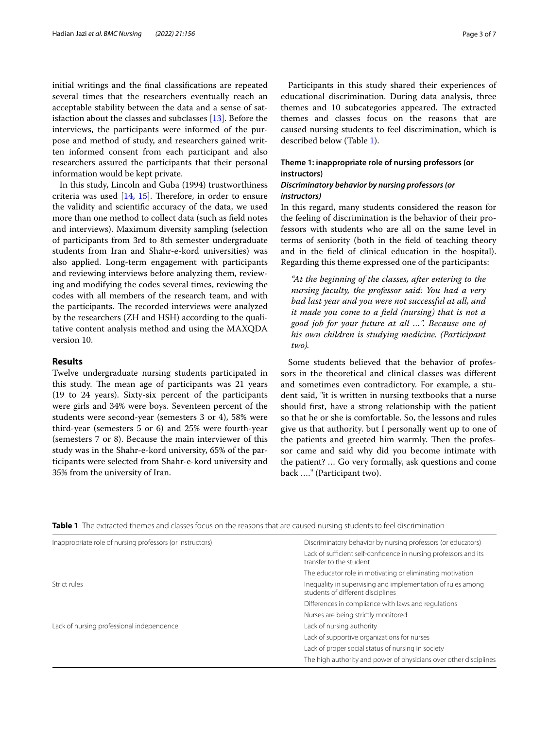initial writings and the final classifications are repeated several times that the researchers eventually reach an acceptable stability between the data and a sense of satisfaction about the classes and subclasses [13]. Before the interviews, the participants were informed of the purpose and method of study, and researchers gained written informed consent from each participant and also researchers assured the participants that their personal information would be kept private.

In this study, Lincoln and Guba (1994) trustworthiness criteria was used [14, 15]. Therefore, in order to ensure the validity and scientific accuracy of the data, we used more than one method to collect data (such as field notes and interviews). Maximum diversity sampling (selection of participants from 3rd to 8th semester undergraduate students from Iran and Shahr-e-kord universities) was also applied. Long-term engagement with participants and reviewing interviews before analyzing them, reviewing and modifying the codes several times, reviewing the codes with all members of the research team, and with the participants. The recorded interviews were analyzed by the researchers (ZH and HSH) according to the qualitative content analysis method and using the MAXQDA version 10.

## Results

Twelve undergraduate nursing students participated in this study. The mean age of participants was 21 years (19 to 24 years). Sixty-six percent of the participants were girls and 34% were boys. Seventeen percent of the students were second-year (semesters 3 or 4), 58% were third-year (semesters 5 or 6) and 25% were fourth-year (semesters 7 or 8). Because the main interviewer of this study was in the Shahr-e-kord university, 65% of the participants were selected from Shahr-e-kord university and 35% from the university of Iran.

Participants in this study shared their experiences of educational discrimination. During data analysis, three themes and 10 subcategories appeared. The extracted themes and classes focus on the reasons that are caused nursing students to feel discrimination, which is described below (Table 1).

### Theme 1: inappropriate role of nursing professors (or instructors)

#### *Discriminatory behavior by nursing professors (or instructors)*

In this regard, many students considered the reason for the feeling of discrimination is the behavior of their professors with students who are all on the same level in terms of seniority (both in the field of teaching theory and in the field of clinical education in the hospital). Regarding this theme expressed one of the participants:

> *"At the beginning of the classes, after entering to the nursing faculty, the professor said: You had a very bad last year and you were not successful at all, and it made you come to a field (nursing) that is not a good job for your future at all …". Because one of his own children is studying medicine. (Participant two).*

Some students believed that the behavior of professors in the theoretical and clinical classes was different and sometimes even contradictory. For example, a student said, "it is written in nursing textbooks that a nurse should first, have a strong relationship with the patient so that he or she is comfortable. So, the lessons and rules give us that authority. but I personally went up to one of the patients and greeted him warmly. Then the professor came and said why did you become intimate with the patient? … Go very formally, ask questions and come back …." (Participant two).

**Table 1** The extracted themes and classes focus on the reasons that are caused nursing students to feel discrimination

| Theme | Class |
|---|---|
| Inappropriate role of nursing professors (or instructors) | Discriminatory behavior by nursing professors (or educators) |
| | Lack of sufficient self-confidence in nursing professors and its transfer to the student |
| | The educator role in motivating or eliminating motivation |
| Strict rules | Inequality in supervising and implementation of rules among students of different disciplines |
| | Differences in compliance with laws and regulations |
| | Nurses are being strictly monitored |
| Lack of nursing professional independence | Lack of nursing authority |
| | Lack of supportive organizations for nurses |
| | Lack of proper social status of nursing in society |
| | The high authority and power of physicians over other disciplines |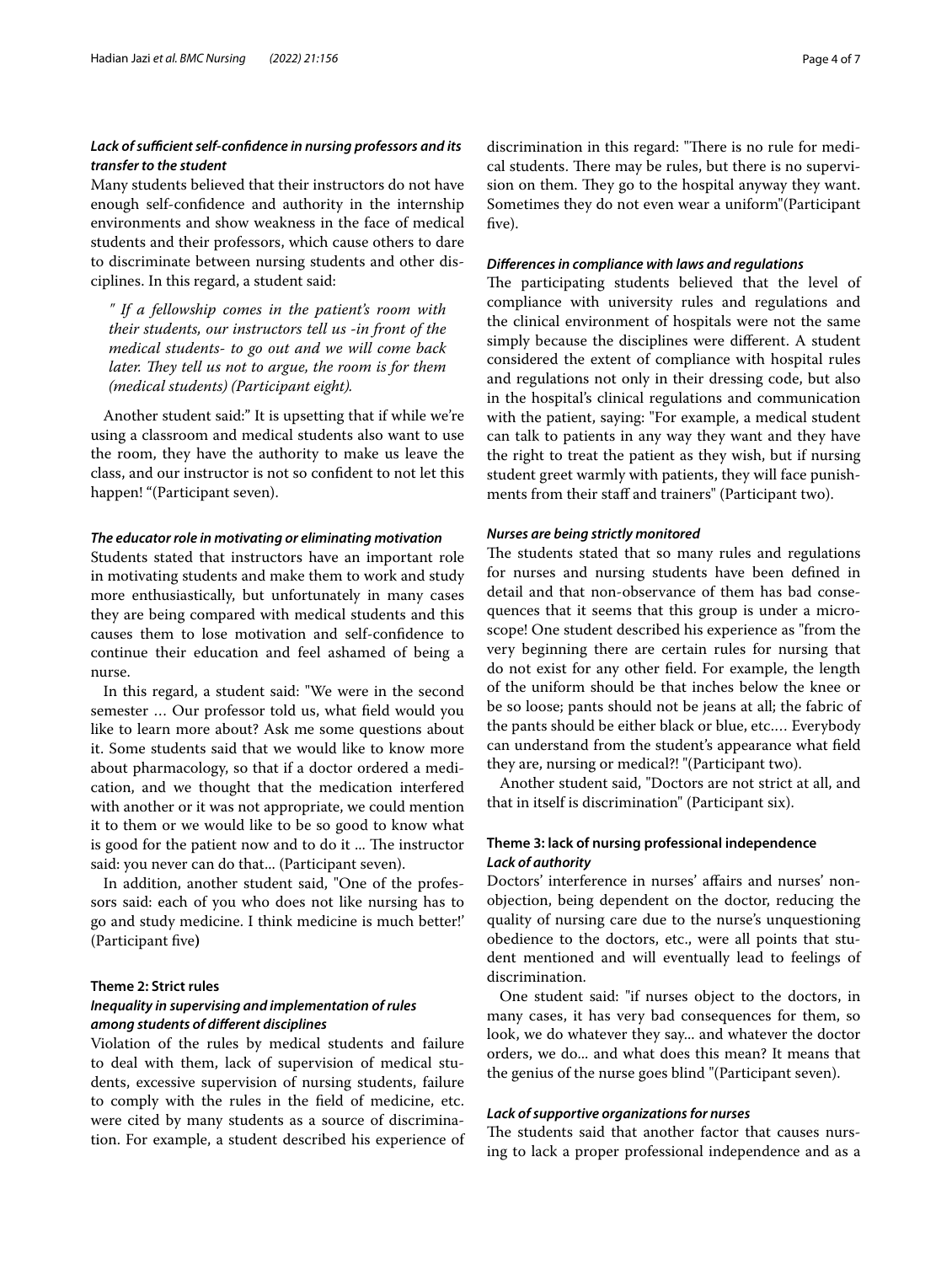#### *Lack of sufficient self-confidence in nursing professors and its transfer to the student*

Many students believed that their instructors do not have enough self-confidence and authority in the internship environments and show weakness in the face of medical students and their professors, which cause others to dare to discriminate between nursing students and other disciplines. In this regard, a student said:

> *" If a fellowship comes in the patient's room with their students, our instructors tell us -in front of the medical students- to go out and we will come back later. They tell us not to argue, the room is for them (medical students) (Participant eight).*

Another student said:" It is upsetting that if while we're using a classroom and medical students also want to use the room, they have the authority to make us leave the class, and our instructor is not so confident to not let this happen! "(Participant seven).

#### *The educator role in motivating or eliminating motivation*

Students stated that instructors have an important role in motivating students and make them to work and study more enthusiastically, but unfortunately in many cases they are being compared with medical students and this causes them to lose motivation and self-confidence to continue their education and feel ashamed of being a nurse.

In this regard, a student said: "We were in the second semester … Our professor told us, what field would you like to learn more about? Ask me some questions about it. Some students said that we would like to know more about pharmacology, so that if a doctor ordered a medication, and we thought that the medication interfered with another or it was not appropriate, we could mention it to them or we would like to be so good to know what is good for the patient now and to do it ... The instructor said: you never can do that... (Participant seven).

In addition, another student said, "One of the professors said: each of you who does not like nursing has to go and study medicine. I think medicine is much better!' (Participant five)

### Theme 2: Strict rules

#### *Inequality in supervising and implementation of rules among students of different disciplines*

Violation of the rules by medical students and failure to deal with them, lack of supervision of medical students, excessive supervision of nursing students, failure to comply with the rules in the field of medicine, etc. were cited by many students as a source of discrimination. For example, a student described his experience of discrimination in this regard: "There is no rule for medical students. There may be rules, but there is no supervision on them. They go to the hospital anyway they want. Sometimes they do not even wear a uniform"(Participant five).

#### *Differences in compliance with laws and regulations*

The participating students believed that the level of compliance with university rules and regulations and the clinical environment of hospitals were not the same simply because the disciplines were different. A student considered the extent of compliance with hospital rules and regulations not only in their dressing code, but also in the hospital's clinical regulations and communication with the patient, saying: "For example, a medical student can talk to patients in any way they want and they have the right to treat the patient as they wish, but if nursing student greet warmly with patients, they will face punishments from their staff and trainers" (Participant two).

#### *Nurses are being strictly monitored*

The students stated that so many rules and regulations for nurses and nursing students have been defined in detail and that non-observance of them has bad consequences that it seems that this group is under a microscope! One student described his experience as "from the very beginning there are certain rules for nursing that do not exist for any other field. For example, the length of the uniform should be that inches below the knee or be so loose; pants should not be jeans at all; the fabric of the pants should be either black or blue, etc.… Everybody can understand from the student's appearance what field they are, nursing or medical?! "(Participant two).

Another student said, "Doctors are not strict at all, and that in itself is discrimination" (Participant six).

### Theme 3: lack of nursing professional independence

#### *Lack of authority*

Doctors' interference in nurses' affairs and nurses' non-objection, being dependent on the doctor, reducing the quality of nursing care due to the nurse's unquestioning obedience to the doctors, etc., were all points that student mentioned and will eventually lead to feelings of discrimination.

One student said: "if nurses object to the doctors, in many cases, it has very bad consequences for them, so look, we do whatever they say... and whatever the doctor orders, we do... and what does this mean? It means that the genius of the nurse goes blind "(Participant seven).

#### *Lack of supportive organizations for nurses*

The students said that another factor that causes nursing to lack a proper professional independence and as a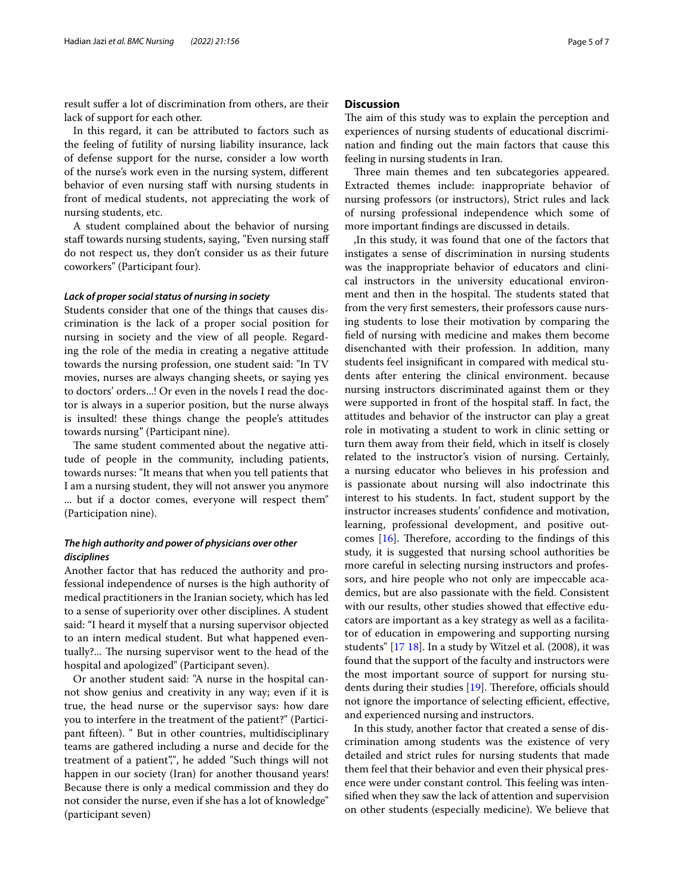result suffer a lot of discrimination from others, are their lack of support for each other.

In this regard, it can be attributed to factors such as the feeling of futility of nursing liability insurance, lack of defense support for the nurse, consider a low worth of the nurse's work even in the nursing system, different behavior of even nursing staff with nursing students in front of medical students, not appreciating the work of nursing students, etc.

A student complained about the behavior of nursing staff towards nursing students, saying, "Even nursing staff do not respect us, they don't consider us as their future coworkers" (Participant four).

#### *Lack of proper social status of nursing in society*

Students consider that one of the things that causes discrimination is the lack of a proper social position for nursing in society and the view of all people. Regarding the role of the media in creating a negative attitude towards the nursing profession, one student said: "In TV movies, nurses are always changing sheets, or saying yes to doctors' orders...! Or even in the novels I read the doctor is always in a superior position, but the nurse always is insulted! these things change the people's attitudes towards nursing" (Participant nine).

The same student commented about the negative attitude of people in the community, including patients, towards nurses: "It means that when you tell patients that I am a nursing student, they will not answer you anymore ... but if a doctor comes, everyone will respect them" (Participation nine).

#### *The high authority and power of physicians over other disciplines*

Another factor that has reduced the authority and professional independence of nurses is the high authority of medical practitioners in the Iranian society, which has led to a sense of superiority over other disciplines. A student said: "I heard it myself that a nursing supervisor objected to an intern medical student. But what happened eventually?... The nursing supervisor went to the head of the hospital and apologized" (Participant seven).

Or another student said: "A nurse in the hospital cannot show genius and creativity in any way; even if it is true, the head nurse or the supervisor says: how dare you to interfere in the treatment of the patient?" (Participant fifteen). " But in other countries, multidisciplinary teams are gathered including a nurse and decide for the treatment of a patient",", he added "Such things will not happen in our society (Iran) for another thousand years! Because there is only a medical commission and they do not consider the nurse, even if she has a lot of knowledge" (participant seven)

## Discussion

The aim of this study was to explain the perception and experiences of nursing students of educational discrimination and finding out the main factors that cause this feeling in nursing students in Iran.

Three main themes and ten subcategories appeared. Extracted themes include: inappropriate behavior of nursing professors (or instructors), Strict rules and lack of nursing professional independence which some of more important findings are discussed in details.

,In this study, it was found that one of the factors that instigates a sense of discrimination in nursing students was the inappropriate behavior of educators and clinical instructors in the university educational environment and then in the hospital. The students stated that from the very first semesters, their professors cause nursing students to lose their motivation by comparing the field of nursing with medicine and makes them become disenchanted with their profession. In addition, many students feel insignificant in compared with medical students after entering the clinical environment. because nursing instructors discriminated against them or they were supported in front of the hospital staff. In fact, the attitudes and behavior of the instructor can play a great role in motivating a student to work in clinic setting or turn them away from their field, which in itself is closely related to the instructor's vision of nursing. Certainly, a nursing educator who believes in his profession and is passionate about nursing will also indoctrinate this interest to his students. In fact, student support by the instructor increases students' confidence and motivation, learning, professional development, and positive outcomes [16]. Therefore, according to the findings of this study, it is suggested that nursing school authorities be more careful in selecting nursing instructors and professors, and hire people who not only are impeccable academics, but are also passionate with the field. Consistent with our results, other studies showed that effective educators are important as a key strategy as well as a facilitator of education in empowering and supporting nursing students" [17 18]. In a study by Witzel et al. (2008), it was found that the support of the faculty and instructors were the most important source of support for nursing students during their studies [19]. Therefore, officials should not ignore the importance of selecting efficient, effective, and experienced nursing and instructors.

In this study, another factor that created a sense of discrimination among students was the existence of very detailed and strict rules for nursing students that made them feel that their behavior and even their physical presence were under constant control. This feeling was intensified when they saw the lack of attention and supervision on other students (especially medicine). We believe that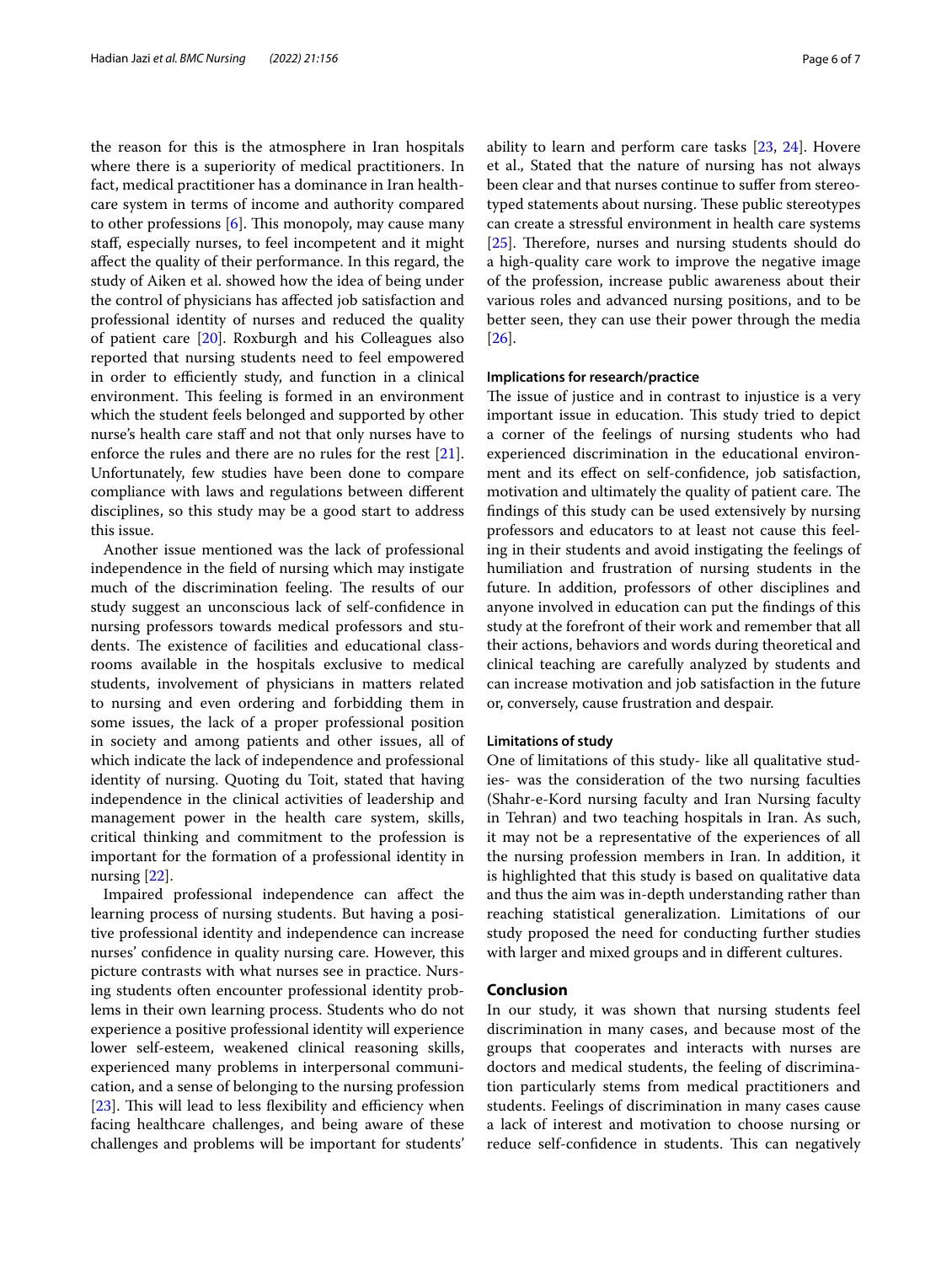the reason for this is the atmosphere in Iran hospitals where there is a superiority of medical practitioners. In fact, medical practitioner has a dominance in Iran healthcare system in terms of income and authority compared to other professions [6]. This monopoly, may cause many staff, especially nurses, to feel incompetent and it might affect the quality of their performance. In this regard, the study of Aiken et al. showed how the idea of being under the control of physicians has affected job satisfaction and professional identity of nurses and reduced the quality of patient care [20]. Roxburgh and his Colleagues also reported that nursing students need to feel empowered in order to efficiently study, and function in a clinical environment. This feeling is formed in an environment which the student feels belonged and supported by other nurse's health care staff and not that only nurses have to enforce the rules and there are no rules for the rest [21]. Unfortunately, few studies have been done to compare compliance with laws and regulations between different disciplines, so this study may be a good start to address this issue.

Another issue mentioned was the lack of professional independence in the field of nursing which may instigate much of the discrimination feeling. The results of our study suggest an unconscious lack of self-confidence in nursing professors towards medical professors and students. The existence of facilities and educational classrooms available in the hospitals exclusive to medical students, involvement of physicians in matters related to nursing and even ordering and forbidding them in some issues, the lack of a proper professional position in society and among patients and other issues, all of which indicate the lack of independence and professional identity of nursing. Quoting du Toit, stated that having independence in the clinical activities of leadership and management power in the health care system, skills, critical thinking and commitment to the profession is important for the formation of a professional identity in nursing [22].

Impaired professional independence can affect the learning process of nursing students. But having a positive professional identity and independence can increase nurses' confidence in quality nursing care. However, this picture contrasts with what nurses see in practice. Nursing students often encounter professional identity problems in their own learning process. Students who do not experience a positive professional identity will experience lower self-esteem, weakened clinical reasoning skills, experienced many problems in interpersonal communication, and a sense of belonging to the nursing profession [23]. This will lead to less flexibility and efficiency when facing healthcare challenges, and being aware of these challenges and problems will be important for students' ability to learn and perform care tasks [23, 24]. Hovere et al., Stated that the nature of nursing has not always been clear and that nurses continue to suffer from stereotyped statements about nursing. These public stereotypes can create a stressful environment in health care systems [25]. Therefore, nurses and nursing students should do a high-quality care work to improve the negative image of the profession, increase public awareness about their various roles and advanced nursing positions, and to be better seen, they can use their power through the media [26].

#### Implications for research/practice

The issue of justice and in contrast to injustice is a very important issue in education. This study tried to depict a corner of the feelings of nursing students who had experienced discrimination in the educational environment and its effect on self-confidence, job satisfaction, motivation and ultimately the quality of patient care. The findings of this study can be used extensively by nursing professors and educators to at least not cause this feeling in their students and avoid instigating the feelings of humiliation and frustration of nursing students in the future. In addition, professors of other disciplines and anyone involved in education can put the findings of this study at the forefront of their work and remember that all their actions, behaviors and words during theoretical and clinical teaching are carefully analyzed by students and can increase motivation and job satisfaction in the future or, conversely, cause frustration and despair.

#### Limitations of study

One of limitations of this study- like all qualitative studies- was the consideration of the two nursing faculties (Shahr-e-Kord nursing faculty and Iran Nursing faculty in Tehran) and two teaching hospitals in Iran. As such, it may not be a representative of the experiences of all the nursing profession members in Iran. In addition, it is highlighted that this study is based on qualitative data and thus the aim was in-depth understanding rather than reaching statistical generalization. Limitations of our study proposed the need for conducting further studies with larger and mixed groups and in different cultures.

## Conclusion

In our study, it was shown that nursing students feel discrimination in many cases, and because most of the groups that cooperates and interacts with nurses are doctors and medical students, the feeling of discrimination particularly stems from medical practitioners and students. Feelings of discrimination in many cases cause a lack of interest and motivation to choose nursing or reduce self-confidence in students. This can negatively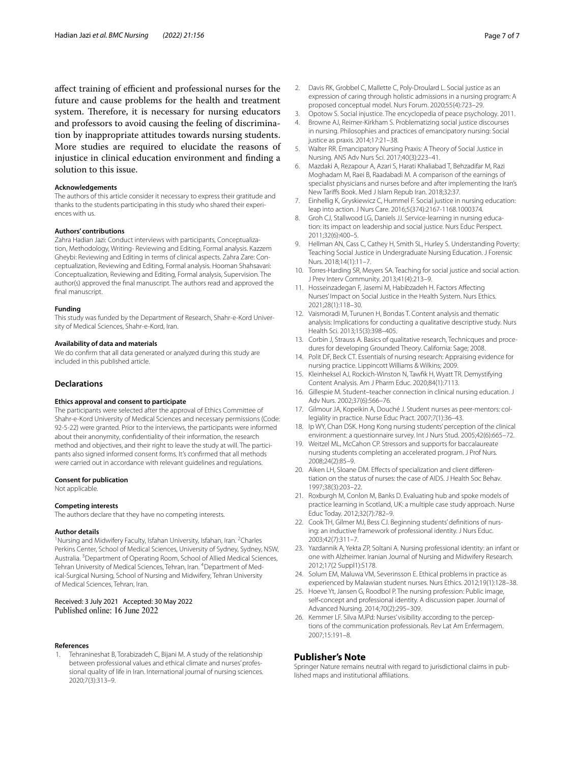affect training of efficient and professional nurses for the future and cause problems for the health and treatment system. Therefore, it is necessary for nursing educators and professors to avoid causing the feeling of discrimination by inappropriate attitudes towards nursing students. More studies are required to elucidate the reasons of injustice in clinical education environment and finding a solution to this issue.

#### Acknowledgements

The authors of this article consider it necessary to express their gratitude and thanks to the students participating in this study who shared their experiences with us.

#### Authors' contributions

Zahra Hadian Jazi: Conduct interviews with participants, Conceptualization, Methodology, Writing- Reviewing and Editing, Formal analysis. Kazzem Gheybi: Reviewing and Editing in terms of clinical aspects. Zahra Zare: Conceptualization, Reviewing and Editing, Formal analysis. Hooman Shahsavari: Conceptualization, Reviewing and Editing, Formal analysis, Supervision. The author(s) approved the final manuscript. The authors read and approved the final manuscript.

#### Funding

This study was funded by the Department of Research, Shahr-e-Kord University of Medical Sciences, Shahr-e-Kord, Iran.

#### Availability of data and materials

We do confirm that all data generated or analyzed during this study are included in this published article.

## Declarations

#### Ethics approval and consent to participate

The participants were selected after the approval of Ethics Committee of Shahr-e-Kord University of Medical Sciences and necessary permissions (Code: 92-5-22) were granted. Prior to the interviews, the participants were informed about their anonymity, confidentiality of their information, the research method and objectives, and their right to leave the study at will. The participants also signed informed consent forms. It's confirmed that all methods were carried out in accordance with relevant guidelines and regulations.

#### Consent for publication

Not applicable.

#### Competing interests

The authors declare that they have no competing interests.

#### Author details

[1]Nursing and Midwifery Faculty, Isfahan University, Isfahan, Iran. [2]Charles Perkins Center, School of Medical Sciences, University of Sydney, Sydney, NSW, Australia. [3]Department of Operating Room, School of Allied Medical Sciences, Tehran University of Medical Sciences, Tehran, Iran. [4]Department of Medical-Surgical Nursing, School of Nursing and Midwifery, Tehran University of Medical Sciences, Tehran, Iran.

Received: 3 July 2021 Accepted: 30 May 2022
Published online: 16 June 2022

#### References

1. Tehranineshat B, Torabizadeh C, Bijani M. A study of the relationship between professional values and ethical climate and nurses' professional quality of life in Iran. International journal of nursing sciences. 2020;7(3):313–9.
2. Davis RK, Grobbel C, Mallette C, Poly-Droulard L. Social justice as an expression of caring through holistic admissions in a nursing program: A proposed conceptual model. Nurs Forum. 2020;55(4):723–29.
3. Opotow S. Social injustice. The encyclopedia of peace psychology. 2011.
4. Browne AJ, Reimer-Kirkham S. Problematizing social justice discourses in nursing. Philosophies and practices of emancipatory nursing: Social justice as praxis. 2014;17:21–38.
5. Walter RR. Emancipatory Nursing Praxis: A Theory of Social Justice in Nursing. ANS Adv Nurs Sci. 2017;40(3):223–41.
6. Mazdaki A, Rezapour A, Azari S, Harati Khaliabad T, Behzadifar M, Razi Moghadam M, Raei B, Raadabadi M. A comparison of the earnings of specialist physicians and nurses before and after implementing the Iran's New Tariffs Book. Med J Islam Repub Iran. 2018;32:37.
7. Einhellig K, Gryskiewicz C, Hummel F. Social justice in nursing education: leap into action. J Nurs Care. 2016;5(374):2167-1168.1000374.
8. Groh CJ, Stallwood LG, Daniels JJ. Service-learning in nursing education: its impact on leadership and social justice. Nurs Educ Perspect. 2011;32(6):400–5.
9. Hellman AN, Cass C, Cathey H, Smith SL, Hurley S. Understanding Poverty: Teaching Social Justice in Undergraduate Nursing Education. J Forensic Nurs. 2018;14(1):11–7.
10. Torres-Harding SR, Meyers SA. Teaching for social justice and social action. J Prev Interv Community. 2013;41(4):213–9.
11. Hosseinzadegan F, Jasemi M, Habibzadeh H. Factors Affecting Nurses' Impact on Social Justice in the Health System. Nurs Ethics. 2021;28(1):118–30.
12. Vaismoradi M, Turunen H, Bondas T. Content analysis and thematic analysis: Implications for conducting a qualitative descriptive study. Nurs Health Sci. 2013;15(3):398–405.
13. Corbin J, Strauss A. Basics of qualitative research, Technicques and procedures for developing Grounded Theory. California: Sage; 2008.
14. Polit DF, Beck CT. Essentials of nursing research: Appraising evidence for nursing practice. Lippincott Williams & Wilkins; 2009.
15. Kleinheksel AJ, Rockich-Winston N, Tawfik H, Wyatt TR. Demystifying Content Analysis. Am J Pharm Educ. 2020;84(1):7113.
16. Gillespie M. Student–teacher connection in clinical nursing education. J Adv Nurs. 2002;37(6):566–76.
17. Gilmour JA, Kopeikin A, Douché J. Student nurses as peer-mentors: collegiality in practice. Nurse Educ Pract. 2007;7(1):36–43.
18. Ip WY, Chan DSK. Hong Kong nursing students' perception of the clinical environment: a questionnaire survey. Int J Nurs Stud. 2005;42(6):665–72.
19. Weitzel ML, McCahon CP. Stressors and supports for baccalaureate nursing students completing an accelerated program. J Prof Nurs. 2008;24(2):85–9.
20. Aiken LH, Sloane DM. Effects of specialization and client differentiation on the status of nurses: the case of AIDS. J Health Soc Behav. 1997;38(3):203–22.
21. Roxburgh M, Conlon M, Banks D. Evaluating hub and spoke models of practice learning in Scotland, UK: a multiple case study approach. Nurse Educ Today. 2012;32(7):782–9.
22. Cook TH, Gilmer MJ, Bess CJ. Beginning students' definitions of nursing: an inductive framework of professional identity. J Nurs Educ. 2003;42(7):311–7.
23. Yazdannik A, Yekta ZP, Soltani A. Nursing professional identity: an infant or one with Alzheimer. Iranian Journal of Nursing and Midwifery Research. 2012;17(2 Suppl1):S178.
24. Solum EM, Maluwa VM, Severinsson E. Ethical problems in practice as experienced by Malawian student nurses. Nurs Ethics. 2012;19(1):128–38.
25. Hoeve Yt, Jansen G, Roodbol P. The nursing profession: Public image, self-concept and professional identity. A discussion paper. Journal of Advanced Nursing. 2014;70(2):295–309.
26. Kemmer LF. Silva MJPd: Nurses' visibility according to the perceptions of the communication professionals. Rev Lat Am Enfermagem. 2007;15:191–8.

## Publisher's Note

Springer Nature remains neutral with regard to jurisdictional claims in published maps and institutional affiliations.